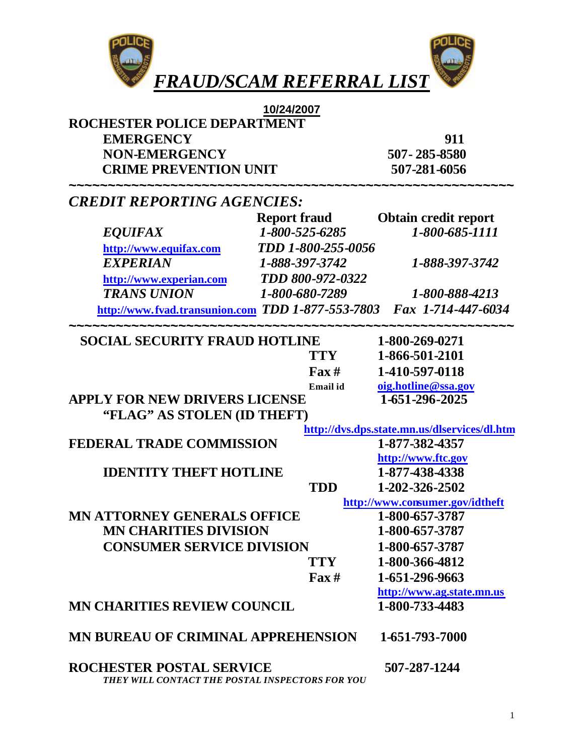# *FRAUD/SCAM REFERRAL LIST*

**10/24/2007**

**ROCHESTER POLICE DEPARTMENT**

| | |
|---|---|
| **EMERGENCY** | **911** |
| **NON-EMERGENCY** | **507- 285-8580** |
| **CRIME PREVENTION UNIT** | **507-281-6056** |

~~~~~~~~~~~~~~~~~~~~~~~~~~~~~~~~~~~~~~~~~~~~~~~~~~~~~~~~~~~

## *CREDIT REPORTING AGENCIES:*

| | **Report fraud** | **Obtain credit report** |
|---|---|---|
| ***EQUIFAX*** | ***1-800-525-6285*** | ***1-800-685-1111*** |
| http://www.equifax.com | ***TDD 1-800-255-0056*** | |
| ***EXPERIAN*** | ***1-888-397-3742*** | ***1-888-397-3742*** |
| http://www.experian.com | ***TDD 800-972-0322*** | |
| ***TRANS UNION*** | ***1-800-680-7289*** | ***1-800-888-4213*** |
| http://www.fvad.transunion.com | ***TDD 1-877-553-7803*** | ***Fax 1-714-447-6034*** |

~~~~~~~~~~~~~~~~~~~~~~~~~~~~~~~~~~~~~~~~~~~~~~~~~~~~~~~~~~~

| | | |
|---|---|---|
| **SOCIAL SECURITY FRAUD HOTLINE** | | **1-800-269-0271** |
| | **TTY** | **1-866-501-2101** |
| | **Fax #** | **1-410-597-0118** |
| | **Email id** | oig.hotline@ssa.gov |
| **APPLY FOR NEW DRIVERS LICENSE** | | **1-651-296-2025** |
| **"FLAG" AS STOLEN (ID THEFT)** | | |
| | | http://dvs.dps.state.mn.us/dlservices/dl.htm |
| **FEDERAL TRADE COMMISSION** | | **1-877-382-4357** |
| | | http://www.ftc.gov |
| **IDENTITY THEFT HOTLINE** | | **1-877-438-4338** |
| | **TDD** | **1-202-326-2502** |
| | | http://www.consumer.gov/idtheft |
| **MN ATTORNEY GENERALS OFFICE** | | **1-800-657-3787** |
| **MN CHARITIES DIVISION** | | **1-800-657-3787** |
| **CONSUMER SERVICE DIVISION** | | **1-800-657-3787** |
| | **TTY** | **1-800-366-4812** |
| | **Fax #** | **1-651-296-9663** |
| | | http://www.ag.state.mn.us |
| **MN CHARITIES REVIEW COUNCIL** | | **1-800-733-4483** |
| **MN BUREAU OF CRIMINAL APPREHENSION** | | **1-651-793-7000** |
| **ROCHESTER POSTAL SERVICE** | | **507-287-1244** |

***THEY WILL CONTACT THE POSTAL INSPECTORS FOR YOU***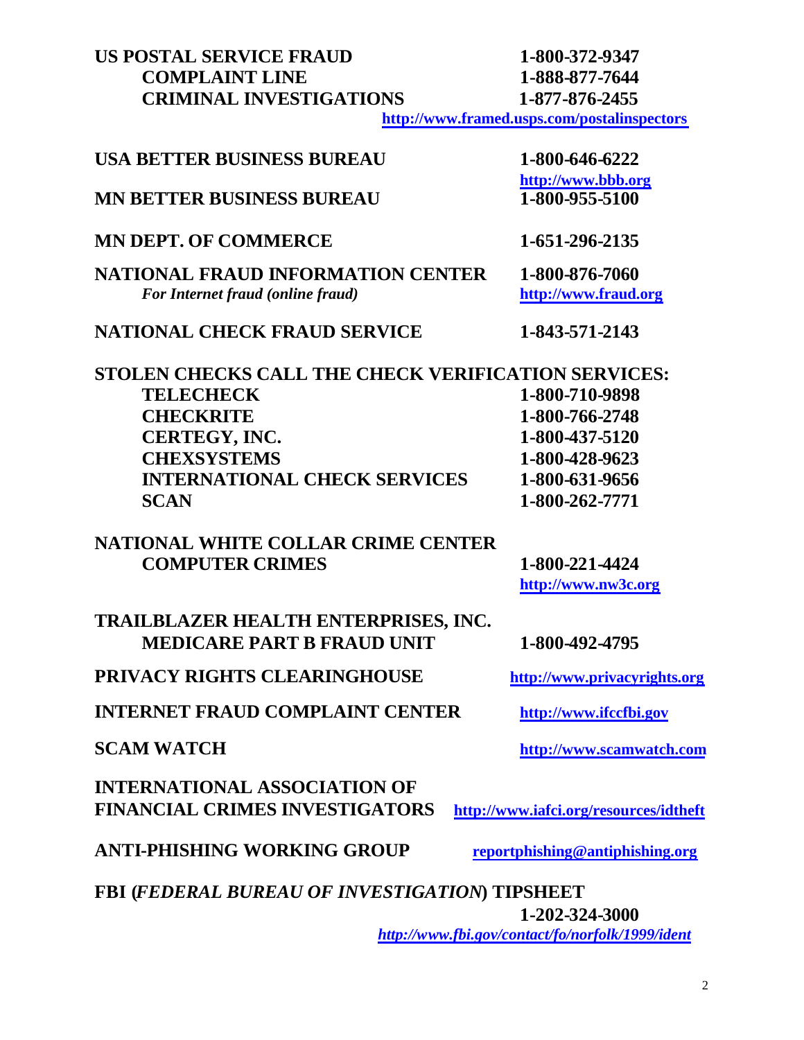**US POSTAL SERVICE FRAUD** **1-800-372-9347**
**COMPLAINT LINE** **1-888-877-7644**
**CRIMINAL INVESTIGATIONS** **1-877-876-2455**
**http://www.framed.usps.com/postalinspectors**

**USA BETTER BUSINESS BUREAU** **1-800-646-6222**
**http://www.bbb.org**

**MN BETTER BUSINESS BUREAU** **1-800-955-5100**

**MN DEPT. OF COMMERCE** **1-651-296-2135**

**NATIONAL FRAUD INFORMATION CENTER** **1-800-876-7060**
***For Internet fraud (online fraud)*** **http://www.fraud.org**

**NATIONAL CHECK FRAUD SERVICE** **1-843-571-2143**

**STOLEN CHECKS CALL THE CHECK VERIFICATION SERVICES:**

| | |
|---|---|
| **TELECHECK** | **1-800-710-9898** |
| **CHECKRITE** | **1-800-766-2748** |
| **CERTEGY, INC.** | **1-800-437-5120** |
| **CHEXSYSTEMS** | **1-800-428-9623** |
| **INTERNATIONAL CHECK SERVICES** | **1-800-631-9656** |
| **SCAN** | **1-800-262-7771** |

**NATIONAL WHITE COLLAR CRIME CENTER**
**COMPUTER CRIMES** **1-800-221-4424**
**http://www.nw3c.org**

**TRAILBLAZER HEALTH ENTERPRISES, INC.**
**MEDICARE PART B FRAUD UNIT** **1-800-492-4795**

**PRIVACY RIGHTS CLEARINGHOUSE** **http://www.privacyrights.org**

**INTERNET FRAUD COMPLAINT CENTER** **http://www.ifccfbi.gov**

**SCAM WATCH** **http://www.scamwatch.com**

**INTERNATIONAL ASSOCIATION OF**
**FINANCIAL CRIMES INVESTIGATORS** **http://www.iafci.org/resources/idtheft**

**ANTI-PHISHING WORKING GROUP** **reportphishing@antiphishing.org**

**FBI (*FEDERAL BUREAU OF INVESTIGATION*) TIPSHEET**
**1-202-324-3000**
***http://www.fbi.gov/contact/fo/norfolk/1999/ident***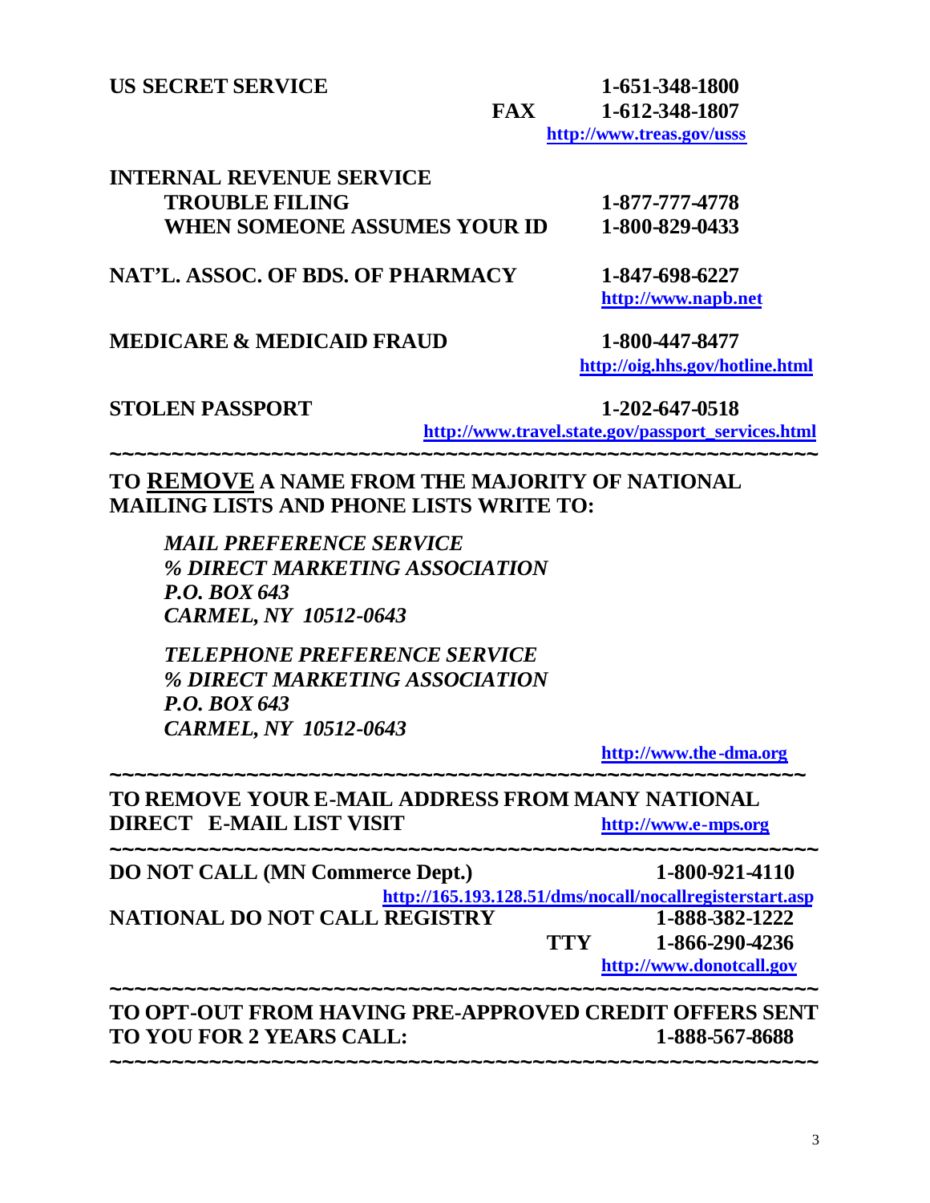**US SECRET SERVICE** **1-651-348-1800**
**FAX** **1-612-348-1807**
**http://www.treas.gov/usss**

**INTERNAL REVENUE SERVICE**
**TROUBLE FILING** **1-877-777-4778**
**WHEN SOMEONE ASSUMES YOUR ID** **1-800-829-0433**

**NAT'L. ASSOC. OF BDS. OF PHARMACY** **1-847-698-6227**
**http://www.napb.net**

**MEDICARE & MEDICAID FRAUD** **1-800-447-8477**
**http://oig.hhs.gov/hotline.html**

**STOLEN PASSPORT** **1-202-647-0518**
**http://www.travel.state.gov/passport_services.html**

~~~~~~~~~~~~~~~~~~~~~~~~~~~~~~~~~~~~~~~~~~~~~~~~~~~~~~~~~~~~

**TO REMOVE A NAME FROM THE MAJORITY OF NATIONAL MAILING LISTS AND PHONE LISTS WRITE TO:**

***MAIL PREFERENCE SERVICE***
***% DIRECT MARKETING ASSOCIATION***
***P.O. BOX 643***
***CARMEL, NY 10512-0643***

***TELEPHONE PREFERENCE SERVICE***
***% DIRECT MARKETING ASSOCIATION***
***P.O. BOX 643***
***CARMEL, NY 10512-0643***

**http://www.the-dma.org**

~~~~~~~~~~~~~~~~~~~~~~~~~~~~~~~~~~~~~~~~~~~~~~~~~~~~~~~~~~~~

**TO REMOVE YOUR E-MAIL ADDRESS FROM MANY NATIONAL DIRECT E-MAIL LIST VISIT** **http://www.e-mps.org**

~~~~~~~~~~~~~~~~~~~~~~~~~~~~~~~~~~~~~~~~~~~~~~~~~~~~~~~~~~~~

**DO NOT CALL (MN Commerce Dept.)** **1-800-921-4110**
**http://165.193.128.51/dms/nocall/nocallregisterstart.asp**
**NATIONAL DO NOT CALL REGISTRY** **1-888-382-1222**
**TTY** **1-866-290-4236**
**http://www.donotcall.gov**

~~~~~~~~~~~~~~~~~~~~~~~~~~~~~~~~~~~~~~~~~~~~~~~~~~~~~~~~~~~~

**TO OPT-OUT FROM HAVING PRE-APPROVED CREDIT OFFERS SENT TO YOU FOR 2 YEARS CALL:** **1-888-567-8688**

~~~~~~~~~~~~~~~~~~~~~~~~~~~~~~~~~~~~~~~~~~~~~~~~~~~~~~~~~~~~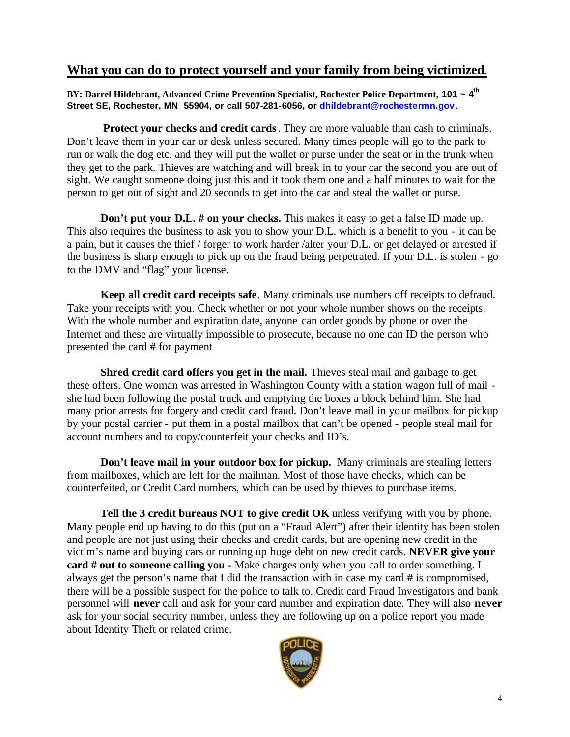## What you can do to protect yourself and your family from being victimized.

**BY: Darrel Hildebrant, Advanced Crime Prevention Specialist, Rochester Police Department, 101 ~ 4th Street SE, Rochester, MN 55904, or call 507-281-6056, or dhildebrant@rochestermn.gov.**

**Protect your checks and credit cards**. They are more valuable than cash to criminals. Don't leave them in your car or desk unless secured. Many times people will go to the park to run or walk the dog etc. and they will put the wallet or purse under the seat or in the trunk when they get to the park. Thieves are watching and will break in to your car the second you are out of sight. We caught someone doing just this and it took them one and a half minutes to wait for the person to get out of sight and 20 seconds to get into the car and steal the wallet or purse.

**Don't put your D.L. # on your checks.** This makes it easy to get a false ID made up. This also requires the business to ask you to show your D.L. which is a benefit to you - it can be a pain, but it causes the thief / forger to work harder /alter your D.L. or get delayed or arrested if the business is sharp enough to pick up on the fraud being perpetrated. If your D.L. is stolen - go to the DMV and "flag" your license.

**Keep all credit card receipts safe**. Many criminals use numbers off receipts to defraud. Take your receipts with you. Check whether or not your whole number shows on the receipts. With the whole number and expiration date, anyone can order goods by phone or over the Internet and these are virtually impossible to prosecute, because no one can ID the person who presented the card # for payment

**Shred credit card offers you get in the mail.** Thieves steal mail and garbage to get these offers. One woman was arrested in Washington County with a station wagon full of mail - she had been following the postal truck and emptying the boxes a block behind him. She had many prior arrests for forgery and credit card fraud. Don't leave mail in your mailbox for pickup by your postal carrier - put them in a postal mailbox that can't be opened - people steal mail for account numbers and to copy/counterfeit your checks and ID's.

**Don't leave mail in your outdoor box for pickup.** Many criminals are stealing letters from mailboxes, which are left for the mailman. Most of those have checks, which can be counterfeited, or Credit Card numbers, which can be used by thieves to purchase items.

**Tell the 3 credit bureaus NOT to give credit OK** unless verifying with you by phone. Many people end up having to do this (put on a "Fraud Alert") after their identity has been stolen and people are not just using their checks and credit cards, but are opening new credit in the victim's name and buying cars or running up huge debt on new credit cards. **NEVER give your card # out to someone calling you -** Make charges only when you call to order something. I always get the person's name that I did the transaction with in case my card # is compromised, there will be a possible suspect for the police to talk to. Credit card Fraud Investigators and bank personnel will **never** call and ask for your card number and expiration date. They will also **never** ask for your social security number, unless they are following up on a police report you made about Identity Theft or related crime.